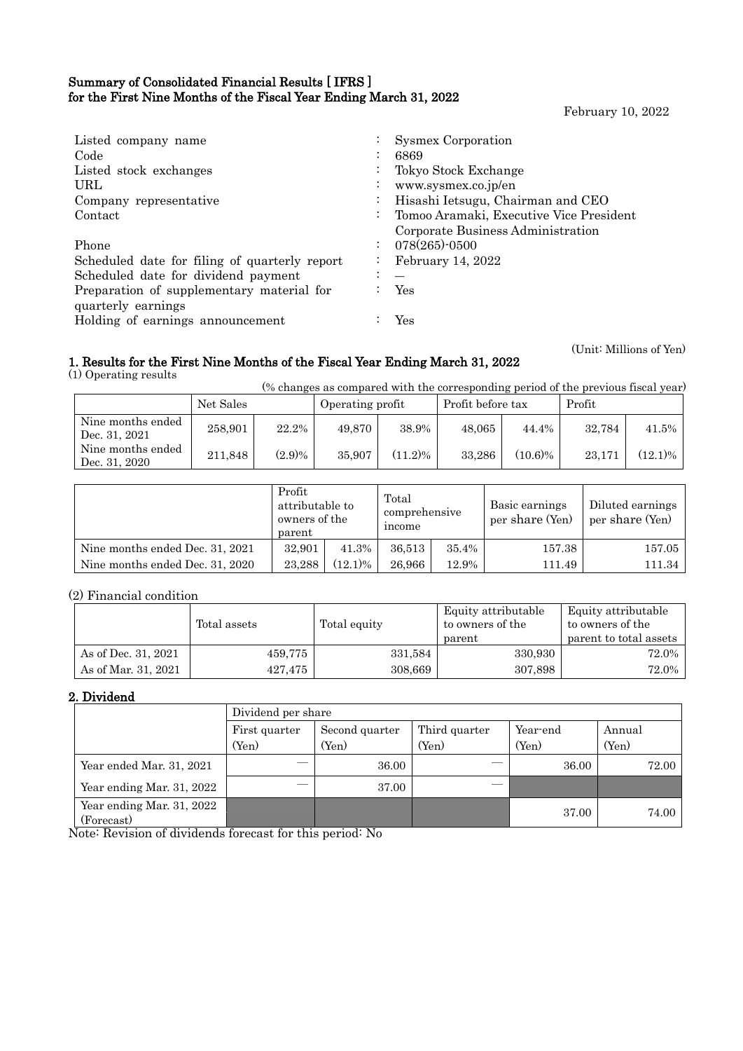**Summary of Consolidated Financial Results [ IFRS ]**
**for the First Nine Months of the Fiscal Year Ending March 31, 2022**

February 10, 2022

| | | |
|---|---|---|
| Listed company name | : | Sysmex Corporation |
| Code | : | 6869 |
| Listed stock exchanges | : | Tokyo Stock Exchange |
| URL | : | www.sysmex.co.jp/en |
| Company representative | : | Hisashi Ietsugu, Chairman and CEO |
| Contact | : | Tomoo Aramaki, Executive Vice President Corporate Business Administration |
| Phone | : | 078(265)-0500 |
| Scheduled date for filing of quarterly report | : | February 14, 2022 |
| Scheduled date for dividend payment | : | — |
| Preparation of supplementary material for quarterly earnings | : | Yes |
| Holding of earnings announcement | : | Yes |

(Unit: Millions of Yen)

## 1. Results for the First Nine Months of the Fiscal Year Ending March 31, 2022

(1) Operating results

(% changes as compared with the corresponding period of the previous fiscal year)

| | Net Sales | | Operating profit | | Profit before tax | | Profit | |
|---|---|---|---|---|---|---|---|---|
| Nine months ended Dec. 31, 2021 | 258,901 | 22.2% | 49,870 | 38.9% | 48,065 | 44.4% | 32,784 | 41.5% |
| Nine months ended Dec. 31, 2020 | 211,848 | (2.9)% | 35,907 | (11.2)% | 33,286 | (10.6)% | 23,171 | (12.1)% |

| | Profit attributable to owners of the parent | | Total comprehensive income | | Basic earnings per share (Yen) | Diluted earnings per share (Yen) |
|---|---|---|---|---|---|---|
| Nine months ended Dec. 31, 2021 | 32,901 | 41.3% | 36,513 | 35.4% | 157.38 | 157.05 |
| Nine months ended Dec. 31, 2020 | 23,288 | (12.1)% | 26,966 | 12.9% | 111.49 | 111.34 |

(2) Financial condition

| | Total assets | Total equity | Equity attributable to owners of the parent | Equity attributable to owners of the parent to total assets |
|---|---|---|---|---|
| As of Dec. 31, 2021 | 459,775 | 331,584 | 330,930 | 72.0% |
| As of Mar. 31, 2021 | 427,475 | 308,669 | 307,898 | 72.0% |

## 2. Dividend

| | Dividend per share | | | | |
|---|---|---|---|---|---|
| | First quarter (Yen) | Second quarter (Yen) | Third quarter (Yen) | Year-end (Yen) | Annual (Yen) |
| Year ended Mar. 31, 2021 | — | 36.00 | — | 36.00 | 72.00 |
| Year ending Mar. 31, 2022 | — | 37.00 | — | | |
| Year ending Mar. 31, 2022 (Forecast) | | | | 37.00 | 74.00 |

Note: Revision of dividends forecast for this period: No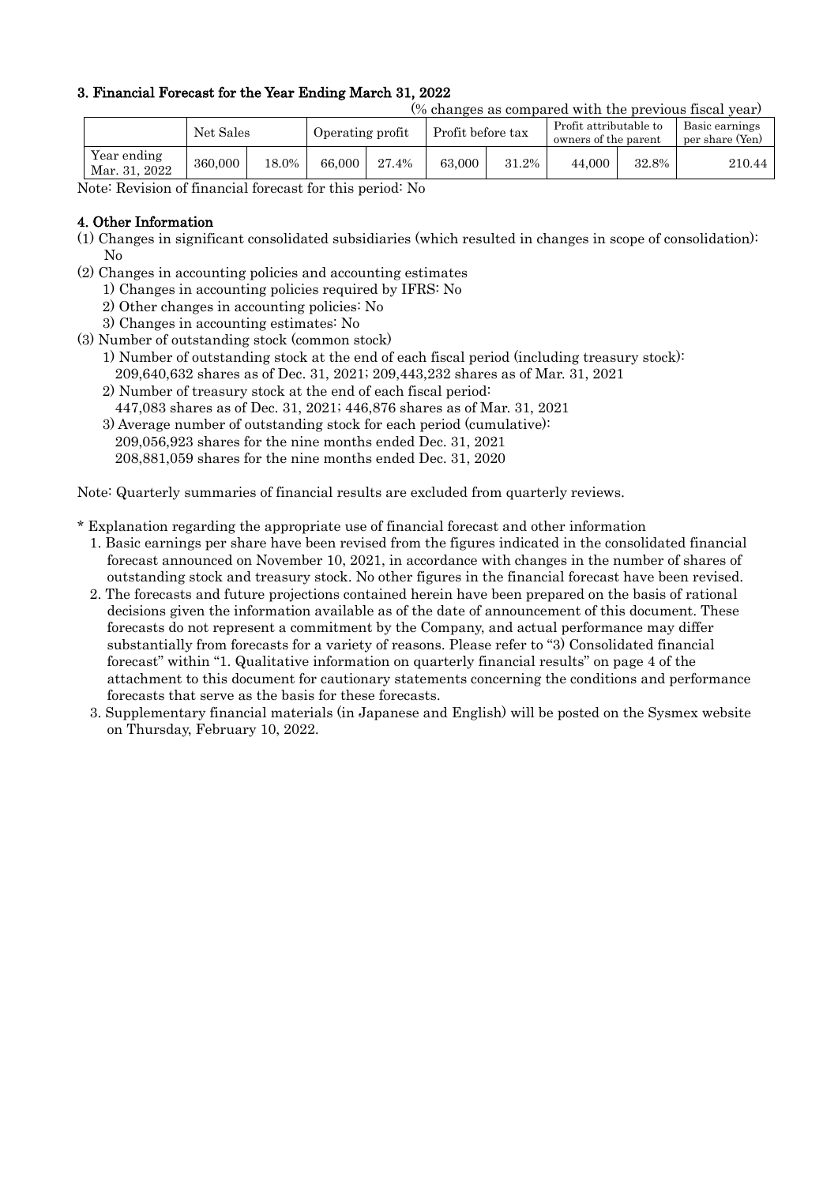### 3. Financial Forecast for the Year Ending March 31, 2022

(% changes as compared with the previous fiscal year)

| | Net Sales | | Operating profit | | Profit before tax | | Profit attributable to owners of the parent | | Basic earnings per share (Yen) |
|---|---|---|---|---|---|---|---|---|---|
| Year ending Mar. 31, 2022 | 360,000 | 18.0% | 66,000 | 27.4% | 63,000 | 31.2% | 44,000 | 32.8% | 210.44 |

Note: Revision of financial forecast for this period: No

### 4. Other Information

(1) Changes in significant consolidated subsidiaries (which resulted in changes in scope of consolidation): No

(2) Changes in accounting policies and accounting estimates
  1) Changes in accounting policies required by IFRS: No
  2) Other changes in accounting policies: No
  3) Changes in accounting estimates: No

(3) Number of outstanding stock (common stock)
  1) Number of outstanding stock at the end of each fiscal period (including treasury stock):
    209,640,632 shares as of Dec. 31, 2021; 209,443,232 shares as of Mar. 31, 2021
  2) Number of treasury stock at the end of each fiscal period:
    447,083 shares as of Dec. 31, 2021; 446,876 shares as of Mar. 31, 2021
  3) Average number of outstanding stock for each period (cumulative):
    209,056,923 shares for the nine months ended Dec. 31, 2021
    208,881,059 shares for the nine months ended Dec. 31, 2020

Note: Quarterly summaries of financial results are excluded from quarterly reviews.

\* Explanation regarding the appropriate use of financial forecast and other information

1. Basic earnings per share have been revised from the figures indicated in the consolidated financial forecast announced on November 10, 2021, in accordance with changes in the number of shares of outstanding stock and treasury stock. No other figures in the financial forecast have been revised.
2. The forecasts and future projections contained herein have been prepared on the basis of rational decisions given the information available as of the date of announcement of this document. These forecasts do not represent a commitment by the Company, and actual performance may differ substantially from forecasts for a variety of reasons. Please refer to "3) Consolidated financial forecast" within "1. Qualitative information on quarterly financial results" on page 4 of the attachment to this document for cautionary statements concerning the conditions and performance forecasts that serve as the basis for these forecasts.
3. Supplementary financial materials (in Japanese and English) will be posted on the Sysmex website on Thursday, February 10, 2022.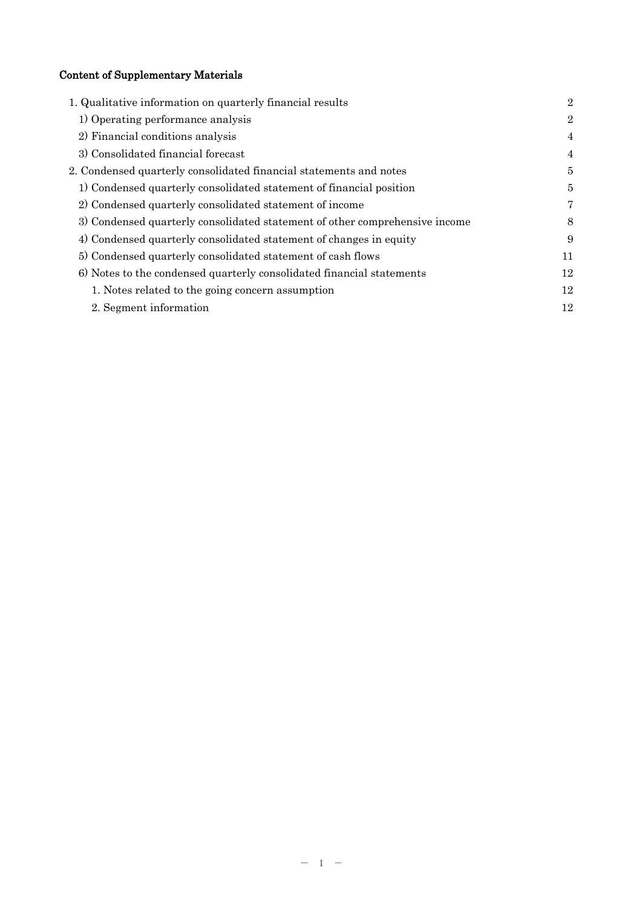**Content of Supplementary Materials**

| | |
|---|---|
| 1. Qualitative information on quarterly financial results | 2 |
| 1) Operating performance analysis | 2 |
| 2) Financial conditions analysis | 4 |
| 3) Consolidated financial forecast | 4 |
| 2. Condensed quarterly consolidated financial statements and notes | 5 |
| 1) Condensed quarterly consolidated statement of financial position | 5 |
| 2) Condensed quarterly consolidated statement of income | 7 |
| 3) Condensed quarterly consolidated statement of other comprehensive income | 8 |
| 4) Condensed quarterly consolidated statement of changes in equity | 9 |
| 5) Condensed quarterly consolidated statement of cash flows | 11 |
| 6) Notes to the condensed quarterly consolidated financial statements | 12 |
| 1. Notes related to the going concern assumption | 12 |
| 2. Segment information | 12 |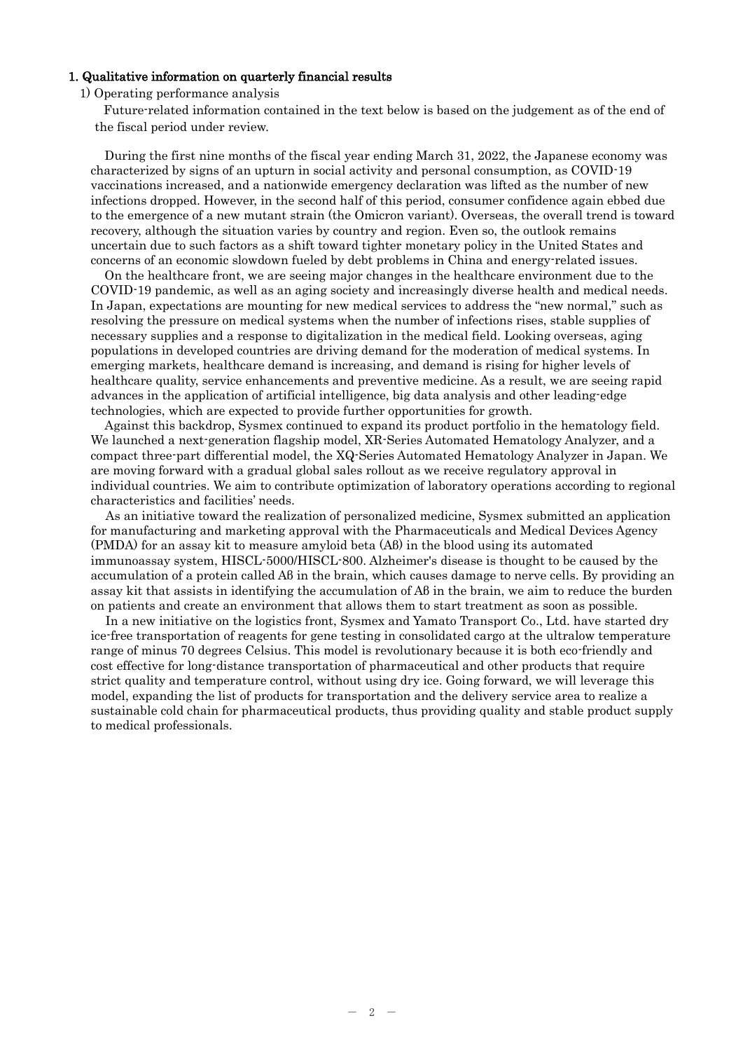## 1. Qualitative information on quarterly financial results

### 1) Operating performance analysis

Future-related information contained in the text below is based on the judgement as of the end of the fiscal period under review.

During the first nine months of the fiscal year ending March 31, 2022, the Japanese economy was characterized by signs of an upturn in social activity and personal consumption, as COVID-19 vaccinations increased, and a nationwide emergency declaration was lifted as the number of new infections dropped. However, in the second half of this period, consumer confidence again ebbed due to the emergence of a new mutant strain (the Omicron variant). Overseas, the overall trend is toward recovery, although the situation varies by country and region. Even so, the outlook remains uncertain due to such factors as a shift toward tighter monetary policy in the United States and concerns of an economic slowdown fueled by debt problems in China and energy-related issues.

On the healthcare front, we are seeing major changes in the healthcare environment due to the COVID-19 pandemic, as well as an aging society and increasingly diverse health and medical needs. In Japan, expectations are mounting for new medical services to address the "new normal," such as resolving the pressure on medical systems when the number of infections rises, stable supplies of necessary supplies and a response to digitalization in the medical field. Looking overseas, aging populations in developed countries are driving demand for the moderation of medical systems. In emerging markets, healthcare demand is increasing, and demand is rising for higher levels of healthcare quality, service enhancements and preventive medicine. As a result, we are seeing rapid advances in the application of artificial intelligence, big data analysis and other leading-edge technologies, which are expected to provide further opportunities for growth.

Against this backdrop, Sysmex continued to expand its product portfolio in the hematology field. We launched a next-generation flagship model, XR-Series Automated Hematology Analyzer, and a compact three-part differential model, the XQ-Series Automated Hematology Analyzer in Japan. We are moving forward with a gradual global sales rollout as we receive regulatory approval in individual countries. We aim to contribute optimization of laboratory operations according to regional characteristics and facilities' needs.

As an initiative toward the realization of personalized medicine, Sysmex submitted an application for manufacturing and marketing approval with the Pharmaceuticals and Medical Devices Agency (PMDA) for an assay kit to measure amyloid beta (Aβ) in the blood using its automated immunoassay system, HISCL-5000/HISCL-800. Alzheimer's disease is thought to be caused by the accumulation of a protein called Aβ in the brain, which causes damage to nerve cells. By providing an assay kit that assists in identifying the accumulation of Aβ in the brain, we aim to reduce the burden on patients and create an environment that allows them to start treatment as soon as possible.

In a new initiative on the logistics front, Sysmex and Yamato Transport Co., Ltd. have started dry ice-free transportation of reagents for gene testing in consolidated cargo at the ultralow temperature range of minus 70 degrees Celsius. This model is revolutionary because it is both eco-friendly and cost effective for long-distance transportation of pharmaceutical and other products that require strict quality and temperature control, without using dry ice. Going forward, we will leverage this model, expanding the list of products for transportation and the delivery service area to realize a sustainable cold chain for pharmaceutical products, thus providing quality and stable product supply to medical professionals.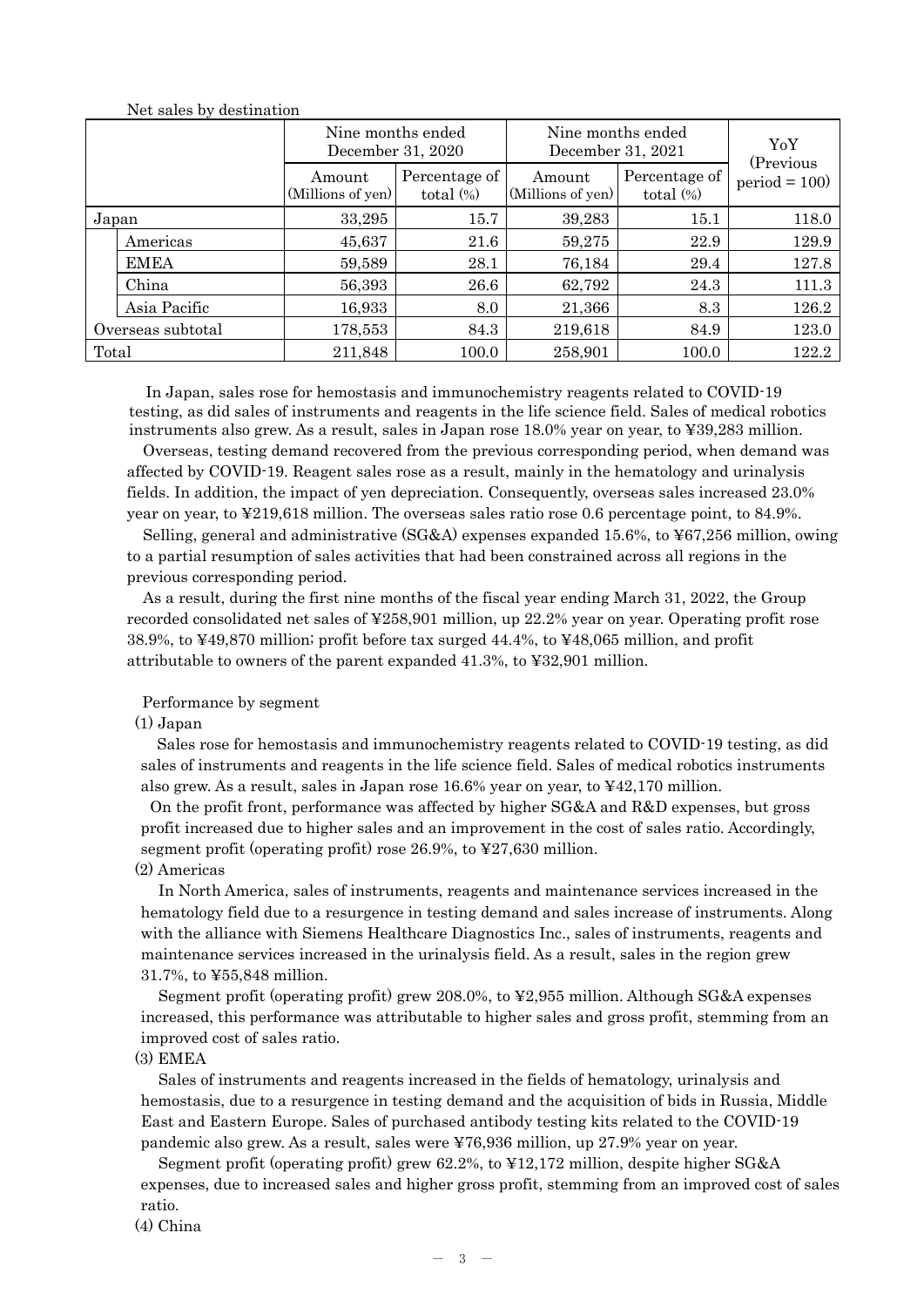Net sales by destination

| | | Nine months ended December 31, 2020 | | Nine months ended December 31, 2021 | | YoY (Previous period = 100) |
|---|---|---|---|---|---|---|
| | | Amount (Millions of yen) | Percentage of total (%) | Amount (Millions of yen) | Percentage of total (%) | |
| Japan | | 33,295 | 15.7 | 39,283 | 15.1 | 118.0 |
| | Americas | 45,637 | 21.6 | 59,275 | 22.9 | 129.9 |
| | EMEA | 59,589 | 28.1 | 76,184 | 29.4 | 127.8 |
| | China | 56,393 | 26.6 | 62,792 | 24.3 | 111.3 |
| | Asia Pacific | 16,933 | 8.0 | 21,366 | 8.3 | 126.2 |
| Overseas subtotal | | 178,553 | 84.3 | 219,618 | 84.9 | 123.0 |
| Total | | 211,848 | 100.0 | 258,901 | 100.0 | 122.2 |

In Japan, sales rose for hemostasis and immunochemistry reagents related to COVID-19 testing, as did sales of instruments and reagents in the life science field. Sales of medical robotics instruments also grew. As a result, sales in Japan rose 18.0% year on year, to ¥39,283 million.

Overseas, testing demand recovered from the previous corresponding period, when demand was affected by COVID-19. Reagent sales rose as a result, mainly in the hematology and urinalysis fields. In addition, the impact of yen depreciation. Consequently, overseas sales increased 23.0% year on year, to ¥219,618 million. The overseas sales ratio rose 0.6 percentage point, to 84.9%.

Selling, general and administrative (SG&A) expenses expanded 15.6%, to ¥67,256 million, owing to a partial resumption of sales activities that had been constrained across all regions in the previous corresponding period.

As a result, during the first nine months of the fiscal year ending March 31, 2022, the Group recorded consolidated net sales of ¥258,901 million, up 22.2% year on year. Operating profit rose 38.9%, to ¥49,870 million; profit before tax surged 44.4%, to ¥48,065 million, and profit attributable to owners of the parent expanded 41.3%, to ¥32,901 million.

Performance by segment

(1) Japan

Sales rose for hemostasis and immunochemistry reagents related to COVID-19 testing, as did sales of instruments and reagents in the life science field. Sales of medical robotics instruments also grew. As a result, sales in Japan rose 16.6% year on year, to ¥42,170 million.

On the profit front, performance was affected by higher SG&A and R&D expenses, but gross profit increased due to higher sales and an improvement in the cost of sales ratio. Accordingly, segment profit (operating profit) rose 26.9%, to ¥27,630 million.

(2) Americas

In North America, sales of instruments, reagents and maintenance services increased in the hematology field due to a resurgence in testing demand and sales increase of instruments. Along with the alliance with Siemens Healthcare Diagnostics Inc., sales of instruments, reagents and maintenance services increased in the urinalysis field. As a result, sales in the region grew 31.7%, to ¥55,848 million.

Segment profit (operating profit) grew 208.0%, to ¥2,955 million. Although SG&A expenses increased, this performance was attributable to higher sales and gross profit, stemming from an improved cost of sales ratio.

(3) EMEA

Sales of instruments and reagents increased in the fields of hematology, urinalysis and hemostasis, due to a resurgence in testing demand and the acquisition of bids in Russia, Middle East and Eastern Europe. Sales of purchased antibody testing kits related to the COVID-19 pandemic also grew. As a result, sales were ¥76,936 million, up 27.9% year on year.

Segment profit (operating profit) grew 62.2%, to ¥12,172 million, despite higher SG&A expenses, due to increased sales and higher gross profit, stemming from an improved cost of sales ratio.

(4) China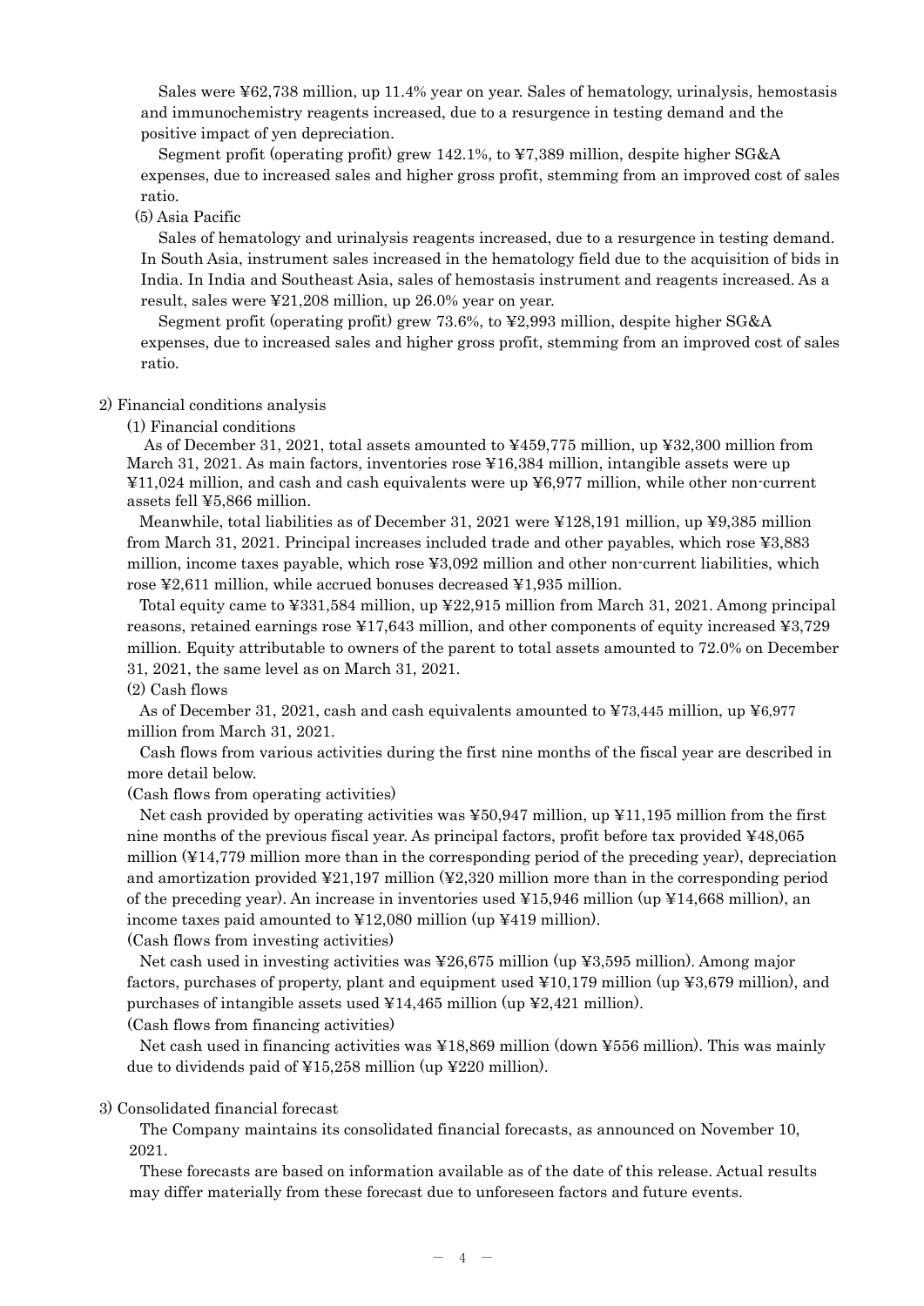Sales were ¥62,738 million, up 11.4% year on year. Sales of hematology, urinalysis, hemostasis and immunochemistry reagents increased, due to a resurgence in testing demand and the positive impact of yen depreciation.

Segment profit (operating profit) grew 142.1%, to ¥7,389 million, despite higher SG&A expenses, due to increased sales and higher gross profit, stemming from an improved cost of sales ratio.

(5) Asia Pacific

Sales of hematology and urinalysis reagents increased, due to a resurgence in testing demand. In South Asia, instrument sales increased in the hematology field due to the acquisition of bids in India. In India and Southeast Asia, sales of hemostasis instrument and reagents increased. As a result, sales were ¥21,208 million, up 26.0% year on year.

Segment profit (operating profit) grew 73.6%, to ¥2,993 million, despite higher SG&A expenses, due to increased sales and higher gross profit, stemming from an improved cost of sales ratio.

## 2) Financial conditions analysis

### (1) Financial conditions

As of December 31, 2021, total assets amounted to ¥459,775 million, up ¥32,300 million from March 31, 2021. As main factors, inventories rose ¥16,384 million, intangible assets were up ¥11,024 million, and cash and cash equivalents were up ¥6,977 million, while other non-current assets fell ¥5,866 million.

Meanwhile, total liabilities as of December 31, 2021 were ¥128,191 million, up ¥9,385 million from March 31, 2021. Principal increases included trade and other payables, which rose ¥3,883 million, income taxes payable, which rose ¥3,092 million and other non-current liabilities, which rose ¥2,611 million, while accrued bonuses decreased ¥1,935 million.

Total equity came to ¥331,584 million, up ¥22,915 million from March 31, 2021. Among principal reasons, retained earnings rose ¥17,643 million, and other components of equity increased ¥3,729 million. Equity attributable to owners of the parent to total assets amounted to 72.0% on December 31, 2021, the same level as on March 31, 2021.

### (2) Cash flows

As of December 31, 2021, cash and cash equivalents amounted to ¥73,445 million, up ¥6,977 million from March 31, 2021.

Cash flows from various activities during the first nine months of the fiscal year are described in more detail below.

(Cash flows from operating activities)

Net cash provided by operating activities was ¥50,947 million, up ¥11,195 million from the first nine months of the previous fiscal year. As principal factors, profit before tax provided ¥48,065 million (¥14,779 million more than in the corresponding period of the preceding year), depreciation and amortization provided ¥21,197 million (¥2,320 million more than in the corresponding period of the preceding year). An increase in inventories used ¥15,946 million (up ¥14,668 million), an income taxes paid amounted to ¥12,080 million (up ¥419 million).

(Cash flows from investing activities)

Net cash used in investing activities was ¥26,675 million (up ¥3,595 million). Among major factors, purchases of property, plant and equipment used ¥10,179 million (up ¥3,679 million), and purchases of intangible assets used ¥14,465 million (up ¥2,421 million).

(Cash flows from financing activities)

Net cash used in financing activities was ¥18,869 million (down ¥556 million). This was mainly due to dividends paid of ¥15,258 million (up ¥220 million).

## 3) Consolidated financial forecast

The Company maintains its consolidated financial forecasts, as announced on November 10, 2021.

These forecasts are based on information available as of the date of this release. Actual results may differ materially from these forecast due to unforeseen factors and future events.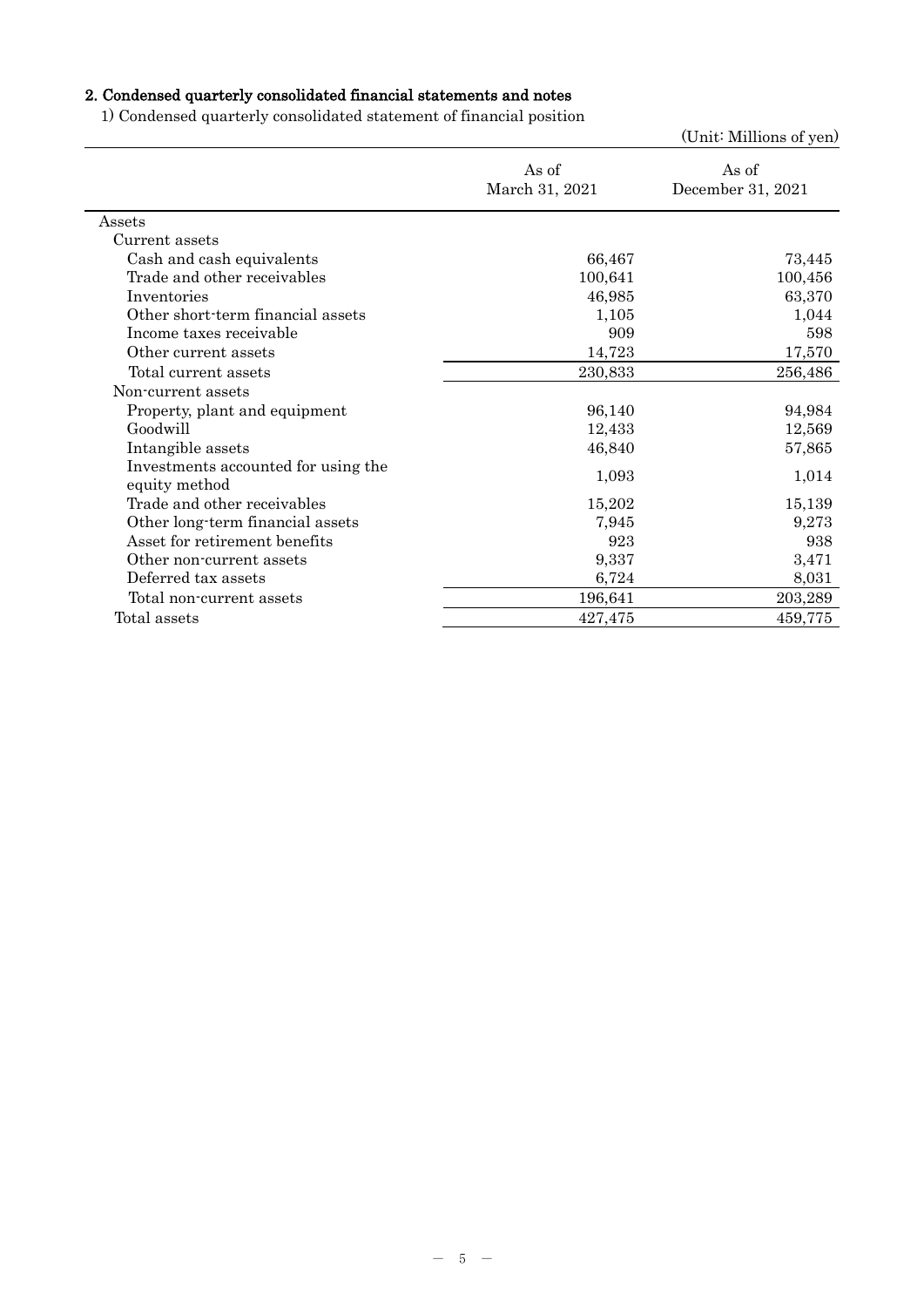## 2. Condensed quarterly consolidated financial statements and notes

1) Condensed quarterly consolidated statement of financial position

(Unit: Millions of yen)

| | As of March 31, 2021 | As of December 31, 2021 |
|---|---|---|
| Assets | | |
| Current assets | | |
| Cash and cash equivalents | 66,467 | 73,445 |
| Trade and other receivables | 100,641 | 100,456 |
| Inventories | 46,985 | 63,370 |
| Other short-term financial assets | 1,105 | 1,044 |
| Income taxes receivable | 909 | 598 |
| Other current assets | 14,723 | 17,570 |
| Total current assets | 230,833 | 256,486 |
| Non-current assets | | |
| Property, plant and equipment | 96,140 | 94,984 |
| Goodwill | 12,433 | 12,569 |
| Intangible assets | 46,840 | 57,865 |
| Investments accounted for using the equity method | 1,093 | 1,014 |
| Trade and other receivables | 15,202 | 15,139 |
| Other long-term financial assets | 7,945 | 9,273 |
| Asset for retirement benefits | 923 | 938 |
| Other non-current assets | 9,337 | 3,471 |
| Deferred tax assets | 6,724 | 8,031 |
| Total non-current assets | 196,641 | 203,289 |
| Total assets | 427,475 | 459,775 |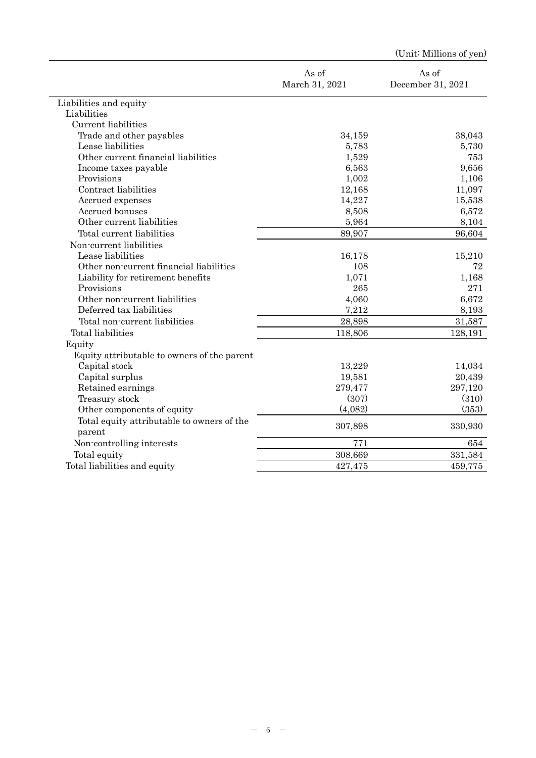(Unit: Millions of yen)

| | As of March 31, 2021 | As of December 31, 2021 |
|---|---|---|
| Liabilities and equity | | |
| Liabilities | | |
| Current liabilities | | |
| Trade and other payables | 34,159 | 38,043 |
| Lease liabilities | 5,783 | 5,730 |
| Other current financial liabilities | 1,529 | 753 |
| Income taxes payable | 6,563 | 9,656 |
| Provisions | 1,002 | 1,106 |
| Contract liabilities | 12,168 | 11,097 |
| Accrued expenses | 14,227 | 15,538 |
| Accrued bonuses | 8,508 | 6,572 |
| Other current liabilities | 5,964 | 8,104 |
| Total current liabilities | 89,907 | 96,604 |
| Non-current liabilities | | |
| Lease liabilities | 16,178 | 15,210 |
| Other non-current financial liabilities | 108 | 72 |
| Liability for retirement benefits | 1,071 | 1,168 |
| Provisions | 265 | 271 |
| Other non-current liabilities | 4,060 | 6,672 |
| Deferred tax liabilities | 7,212 | 8,193 |
| Total non-current liabilities | 28,898 | 31,587 |
| Total liabilities | 118,806 | 128,191 |
| Equity | | |
| Equity attributable to owners of the parent | | |
| Capital stock | 13,229 | 14,034 |
| Capital surplus | 19,581 | 20,439 |
| Retained earnings | 279,477 | 297,120 |
| Treasury stock | (307) | (310) |
| Other components of equity | (4,082) | (353) |
| Total equity attributable to owners of the parent | 307,898 | 330,930 |
| Non-controlling interests | 771 | 654 |
| Total equity | 308,669 | 331,584 |
| Total liabilities and equity | 427,475 | 459,775 |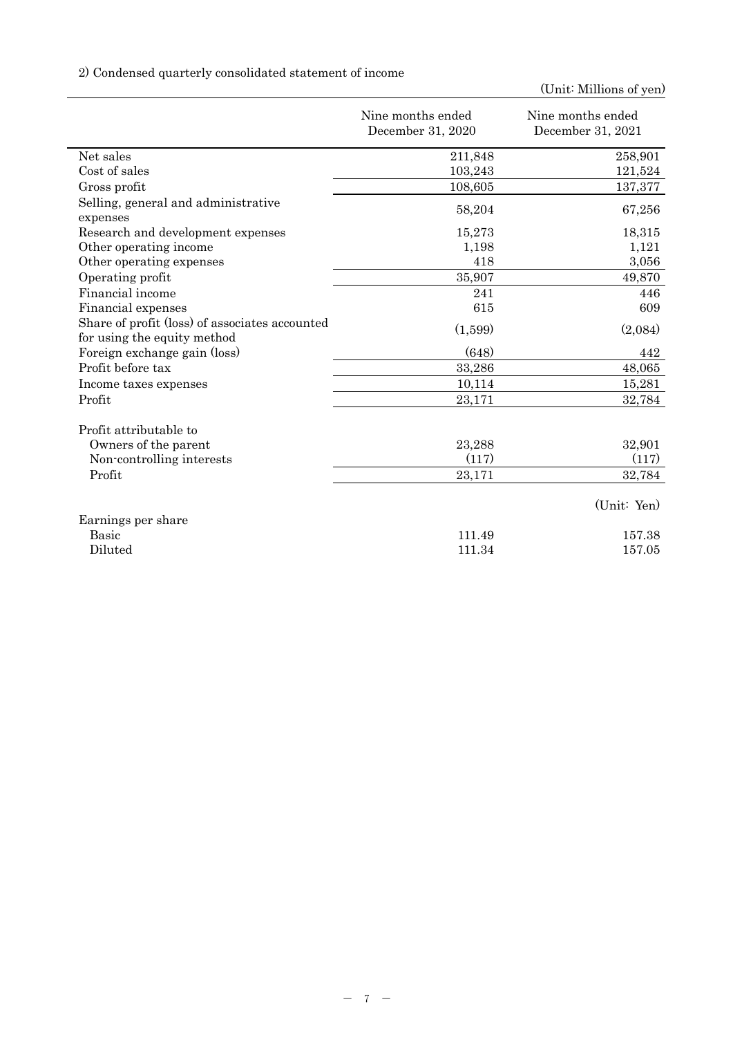2) Condensed quarterly consolidated statement of income

(Unit: Millions of yen)

| | Nine months ended December 31, 2020 | Nine months ended December 31, 2021 |
|---|---|---|
| Net sales | 211,848 | 258,901 |
| Cost of sales | 103,243 | 121,524 |
| Gross profit | 108,605 | 137,377 |
| Selling, general and administrative expenses | 58,204 | 67,256 |
| Research and development expenses | 15,273 | 18,315 |
| Other operating income | 1,198 | 1,121 |
| Other operating expenses | 418 | 3,056 |
| Operating profit | 35,907 | 49,870 |
| Financial income | 241 | 446 |
| Financial expenses | 615 | 609 |
| Share of profit (loss) of associates accounted for using the equity method | (1,599) | (2,084) |
| Foreign exchange gain (loss) | (648) | 442 |
| Profit before tax | 33,286 | 48,065 |
| Income taxes expenses | 10,114 | 15,281 |
| Profit | 23,171 | 32,784 |
| | | |
| Profit attributable to | | |
| Owners of the parent | 23,288 | 32,901 |
| Non-controlling interests | (117) | (117) |
| Profit | 23,171 | 32,784 |
| | | (Unit: Yen) |
| Earnings per share | | |
| Basic | 111.49 | 157.38 |
| Diluted | 111.34 | 157.05 |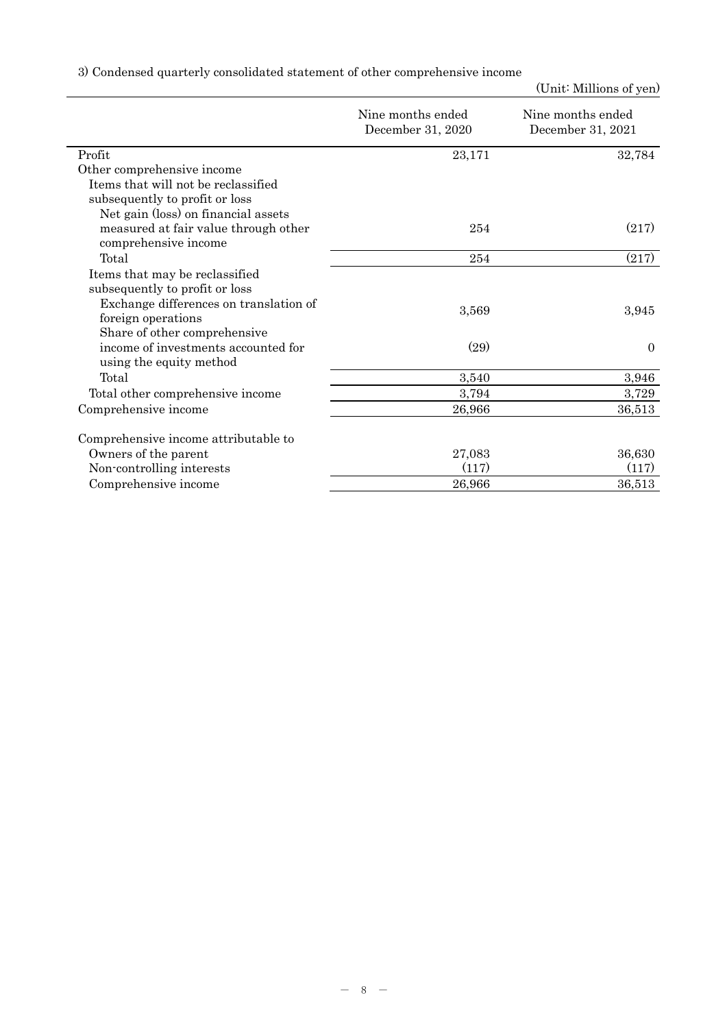3) Condensed quarterly consolidated statement of other comprehensive income

(Unit: Millions of yen)

| | Nine months ended December 31, 2020 | Nine months ended December 31, 2021 |
|---|---|---|
| Profit | 23,171 | 32,784 |
| Other comprehensive income | | |
| Items that will not be reclassified subsequently to profit or loss | | |
| Net gain (loss) on financial assets measured at fair value through other comprehensive income | 254 | (217) |
| Total | 254 | (217) |
| Items that may be reclassified subsequently to profit or loss | | |
| Exchange differences on translation of foreign operations | 3,569 | 3,945 |
| Share of other comprehensive income of investments accounted for using the equity method | (29) | 0 |
| Total | 3,540 | 3,946 |
| Total other comprehensive income | 3,794 | 3,729 |
| Comprehensive income | 26,966 | 36,513 |
| | | |
| Comprehensive income attributable to | | |
| Owners of the parent | 27,083 | 36,630 |
| Non-controlling interests | (117) | (117) |
| Comprehensive income | 26,966 | 36,513 |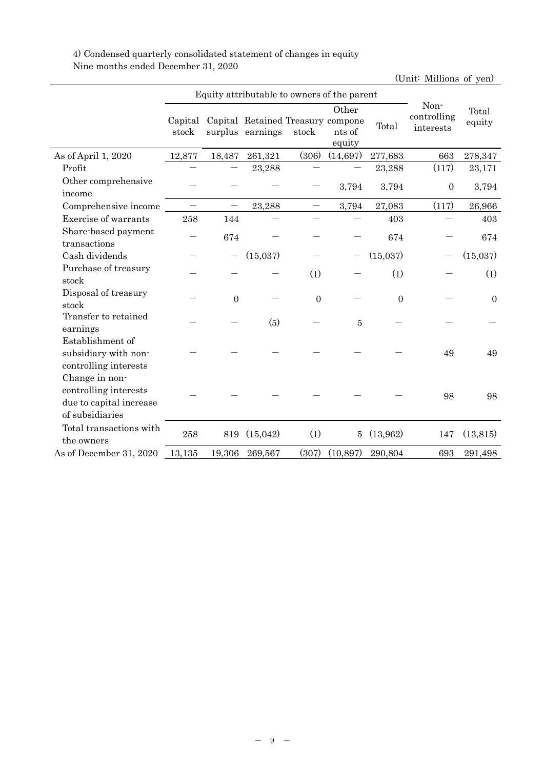4) Condensed quarterly consolidated statement of changes in equity

Nine months ended December 31, 2020

(Unit: Millions of yen)

| | Equity attributable to owners of the parent | | | | | | Non-controlling interests | Total equity |
|---|---|---|---|---|---|---|---|---|
| | Capital stock | Capital surplus | Retained earnings | Treasury stock | Other components of equity | Total | | |
| As of April 1, 2020 | 12,877 | 18,487 | 261,321 | (306) | (14,697) | 277,683 | 663 | 278,347 |
| Profit | — | — | 23,288 | — | — | 23,288 | (117) | 23,171 |
| Other comprehensive income | — | — | — | — | 3,794 | 3,794 | 0 | 3,794 |
| Comprehensive income | — | — | 23,288 | — | 3,794 | 27,083 | (117) | 26,966 |
| Exercise of warrants | 258 | 144 | — | — | — | 403 | — | 403 |
| Share-based payment transactions | — | 674 | — | — | — | 674 | — | 674 |
| Cash dividends | — | — | (15,037) | — | — | (15,037) | — | (15,037) |
| Purchase of treasury stock | — | — | — | (1) | — | (1) | — | (1) |
| Disposal of treasury stock | — | 0 | — | 0 | — | 0 | — | 0 |
| Transfer to retained earnings | — | — | (5) | — | 5 | — | — | — |
| Establishment of subsidiary with non-controlling interests | — | — | — | — | — | — | 49 | 49 |
| Change in non-controlling interests due to capital increase of subsidiaries | — | — | — | — | — | — | 98 | 98 |
| Total transactions with the owners | 258 | 819 | (15,042) | (1) | 5 | (13,962) | 147 | (13,815) |
| As of December 31, 2020 | 13,135 | 19,306 | 269,567 | (307) | (10,897) | 290,804 | 693 | 291,498 |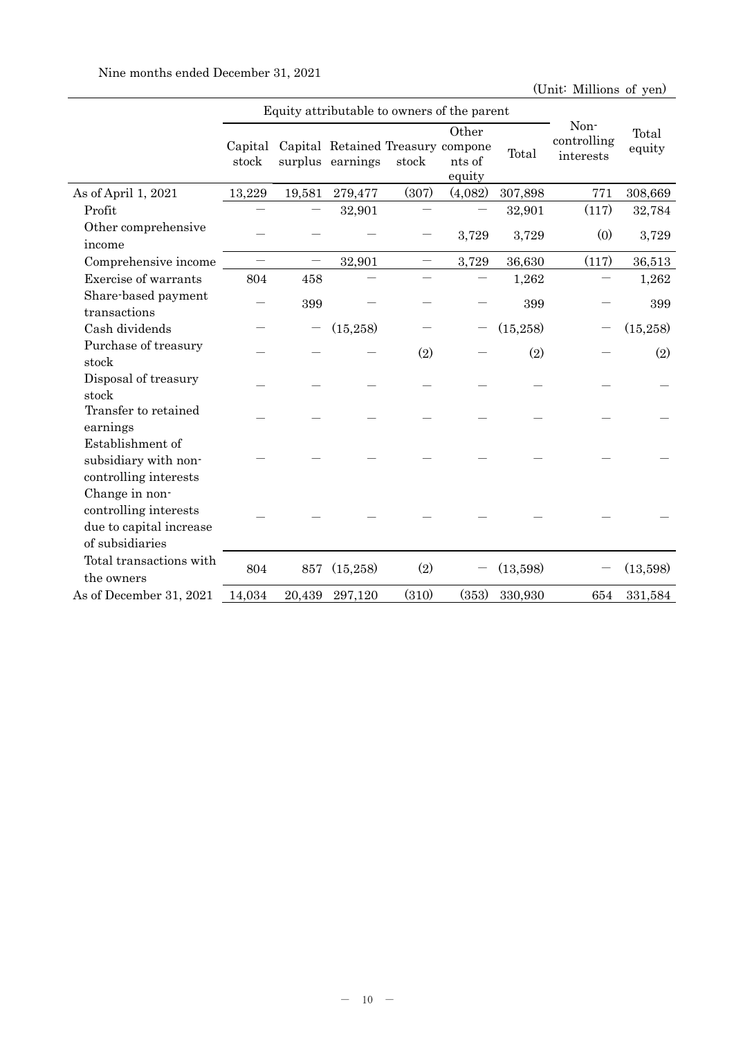Nine months ended December 31, 2021

(Unit: Millions of yen)

| | Equity attributable to owners of the parent | | | | | | Non-controlling interests | Total equity |
|---|---|---|---|---|---|---|---|---|
| | Capital stock | Capital surplus | Retained earnings | Treasury stock | Other components of equity | Total | | |
| As of April 1, 2021 | 13,229 | 19,581 | 279,477 | (307) | (4,082) | 307,898 | 771 | 308,669 |
| Profit | — | — | 32,901 | — | — | 32,901 | (117) | 32,784 |
| Other comprehensive income | — | — | — | — | 3,729 | 3,729 | (0) | 3,729 |
| Comprehensive income | — | — | 32,901 | — | 3,729 | 36,630 | (117) | 36,513 |
| Exercise of warrants | 804 | 458 | — | — | — | 1,262 | — | 1,262 |
| Share-based payment transactions | — | 399 | — | — | — | 399 | — | 399 |
| Cash dividends | — | — | (15,258) | — | — | (15,258) | — | (15,258) |
| Purchase of treasury stock | — | — | — | (2) | — | (2) | — | (2) |
| Disposal of treasury stock | — | — | — | — | — | — | — | — |
| Transfer to retained earnings | — | — | — | — | — | — | — | — |
| Establishment of subsidiary with non-controlling interests | — | — | — | — | — | — | — | — |
| Change in non-controlling interests due to capital increase of subsidiaries | — | — | — | — | — | — | — | — |
| Total transactions with the owners | 804 | 857 | (15,258) | (2) | — | (13,598) | — | (13,598) |
| As of December 31, 2021 | 14,034 | 20,439 | 297,120 | (310) | (353) | 330,930 | 654 | 331,584 |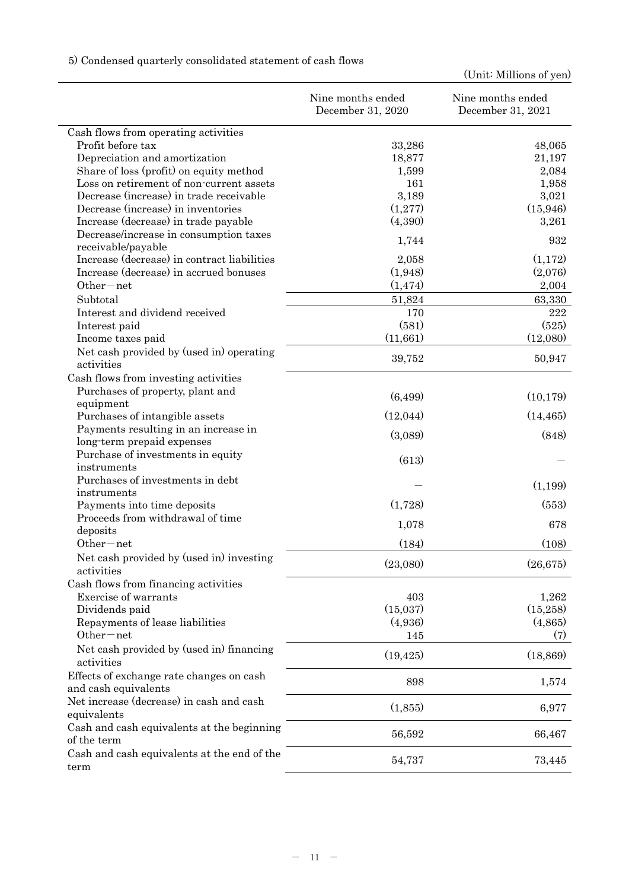5) Condensed quarterly consolidated statement of cash flows

(Unit: Millions of yen)

| | Nine months ended December 31, 2020 | Nine months ended December 31, 2021 |
|---|---|---|
| Cash flows from operating activities | | |
| Profit before tax | 33,286 | 48,065 |
| Depreciation and amortization | 18,877 | 21,197 |
| Share of loss (profit) on equity method | 1,599 | 2,084 |
| Loss on retirement of non-current assets | 161 | 1,958 |
| Decrease (increase) in trade receivable | 3,189 | 3,021 |
| Decrease (increase) in inventories | (1,277) | (15,946) |
| Increase (decrease) in trade payable | (4,390) | 3,261 |
| Decrease/increase in consumption taxes receivable/payable | 1,744 | 932 |
| Increase (decrease) in contract liabilities | 2,058 | (1,172) |
| Increase (decrease) in accrued bonuses | (1,948) | (2,076) |
| Other－net | (1,474) | 2,004 |
| Subtotal | 51,824 | 63,330 |
| Interest and dividend received | 170 | 222 |
| Interest paid | (581) | (525) |
| Income taxes paid | (11,661) | (12,080) |
| Net cash provided by (used in) operating activities | 39,752 | 50,947 |
| Cash flows from investing activities | | |
| Purchases of property, plant and equipment | (6,499) | (10,179) |
| Purchases of intangible assets | (12,044) | (14,465) |
| Payments resulting in an increase in long-term prepaid expenses | (3,089) | (848) |
| Purchase of investments in equity instruments | (613) | — |
| Purchases of investments in debt instruments | — | (1,199) |
| Payments into time deposits | (1,728) | (553) |
| Proceeds from withdrawal of time deposits | 1,078 | 678 |
| Other－net | (184) | (108) |
| Net cash provided by (used in) investing activities | (23,080) | (26,675) |
| Cash flows from financing activities | | |
| Exercise of warrants | 403 | 1,262 |
| Dividends paid | (15,037) | (15,258) |
| Repayments of lease liabilities | (4,936) | (4,865) |
| Other－net | 145 | (7) |
| Net cash provided by (used in) financing activities | (19,425) | (18,869) |
| Effects of exchange rate changes on cash and cash equivalents | 898 | 1,574 |
| Net increase (decrease) in cash and cash equivalents | (1,855) | 6,977 |
| Cash and cash equivalents at the beginning of the term | 56,592 | 66,467 |
| Cash and cash equivalents at the end of the term | 54,737 | 73,445 |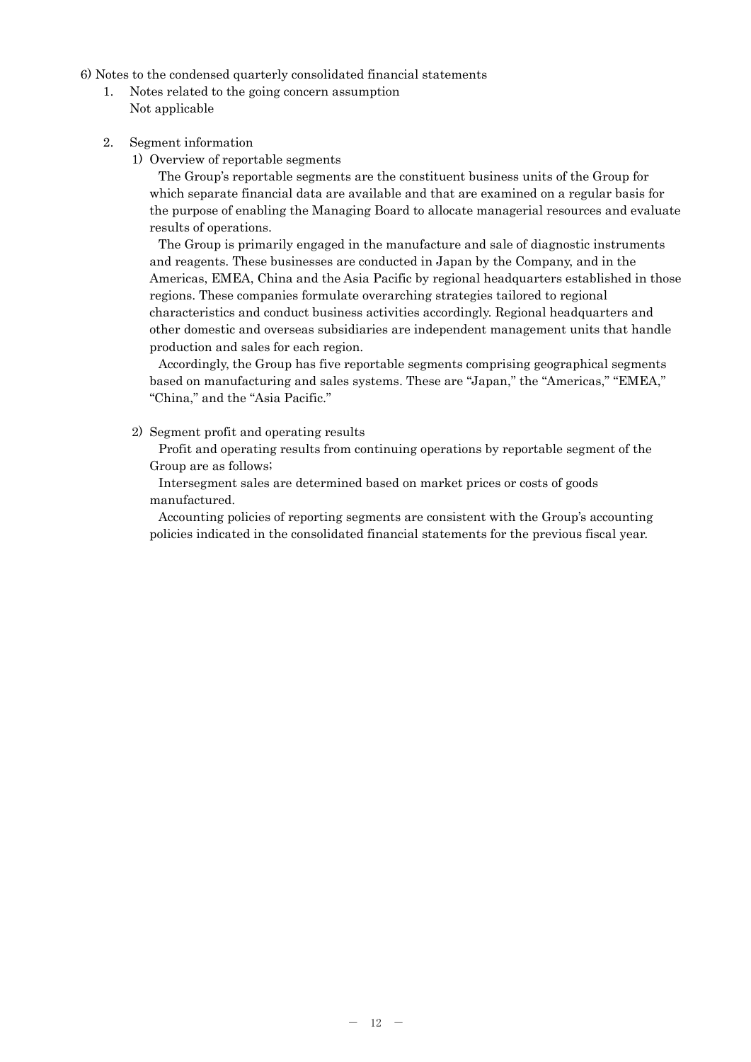6) Notes to the condensed quarterly consolidated financial statements

1. Notes related to the going concern assumption
   Not applicable

2. Segment information

   1) Overview of reportable segments

   The Group's reportable segments are the constituent business units of the Group for which separate financial data are available and that are examined on a regular basis for the purpose of enabling the Managing Board to allocate managerial resources and evaluate results of operations.

   The Group is primarily engaged in the manufacture and sale of diagnostic instruments and reagents. These businesses are conducted in Japan by the Company, and in the Americas, EMEA, China and the Asia Pacific by regional headquarters established in those regions. These companies formulate overarching strategies tailored to regional characteristics and conduct business activities accordingly. Regional headquarters and other domestic and overseas subsidiaries are independent management units that handle production and sales for each region.

   Accordingly, the Group has five reportable segments comprising geographical segments based on manufacturing and sales systems. These are "Japan," the "Americas," "EMEA," "China," and the "Asia Pacific."

   2) Segment profit and operating results

   Profit and operating results from continuing operations by reportable segment of the Group are as follows;

   Intersegment sales are determined based on market prices or costs of goods manufactured.

   Accounting policies of reporting segments are consistent with the Group's accounting policies indicated in the consolidated financial statements for the previous fiscal year.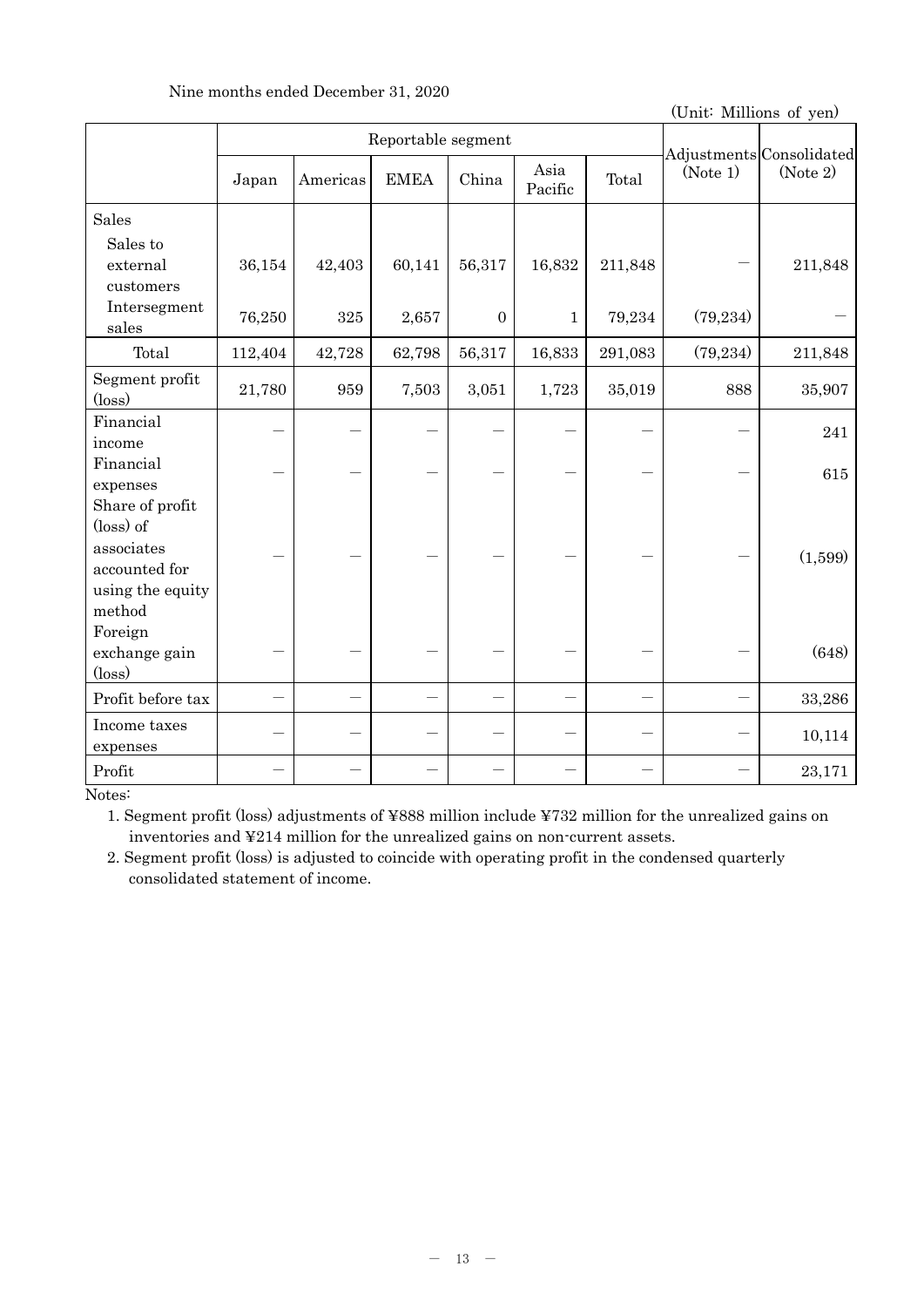Nine months ended December 31, 2020

(Unit: Millions of yen)

| | Reportable segment | | | | | | Adjustments (Note 1) | Consolidated (Note 2) |
|---|---|---|---|---|---|---|---|---|
| | Japan | Americas | EMEA | China | Asia Pacific | Total | | |
| Sales | | | | | | | | |
| Sales to external customers | 36,154 | 42,403 | 60,141 | 56,317 | 16,832 | 211,848 | — | 211,848 |
| Intersegment sales | 76,250 | 325 | 2,657 | 0 | 1 | 79,234 | (79,234) | — |
| Total | 112,404 | 42,728 | 62,798 | 56,317 | 16,833 | 291,083 | (79,234) | 211,848 |
| Segment profit (loss) | 21,780 | 959 | 7,503 | 3,051 | 1,723 | 35,019 | 888 | 35,907 |
| Financial income | — | — | — | — | — | — | — | 241 |
| Financial expenses | — | — | — | — | — | — | — | 615 |
| Share of profit (loss) of associates accounted for using the equity method | — | — | — | — | — | — | — | (1,599) |
| Foreign exchange gain (loss) | — | — | — | — | — | — | — | (648) |
| Profit before tax | — | — | — | — | — | — | — | 33,286 |
| Income taxes expenses | — | — | — | — | — | — | — | 10,114 |
| Profit | — | — | — | — | — | — | — | 23,171 |

Notes:

1. Segment profit (loss) adjustments of ¥888 million include ¥732 million for the unrealized gains on inventories and ¥214 million for the unrealized gains on non-current assets.
2. Segment profit (loss) is adjusted to coincide with operating profit in the condensed quarterly consolidated statement of income.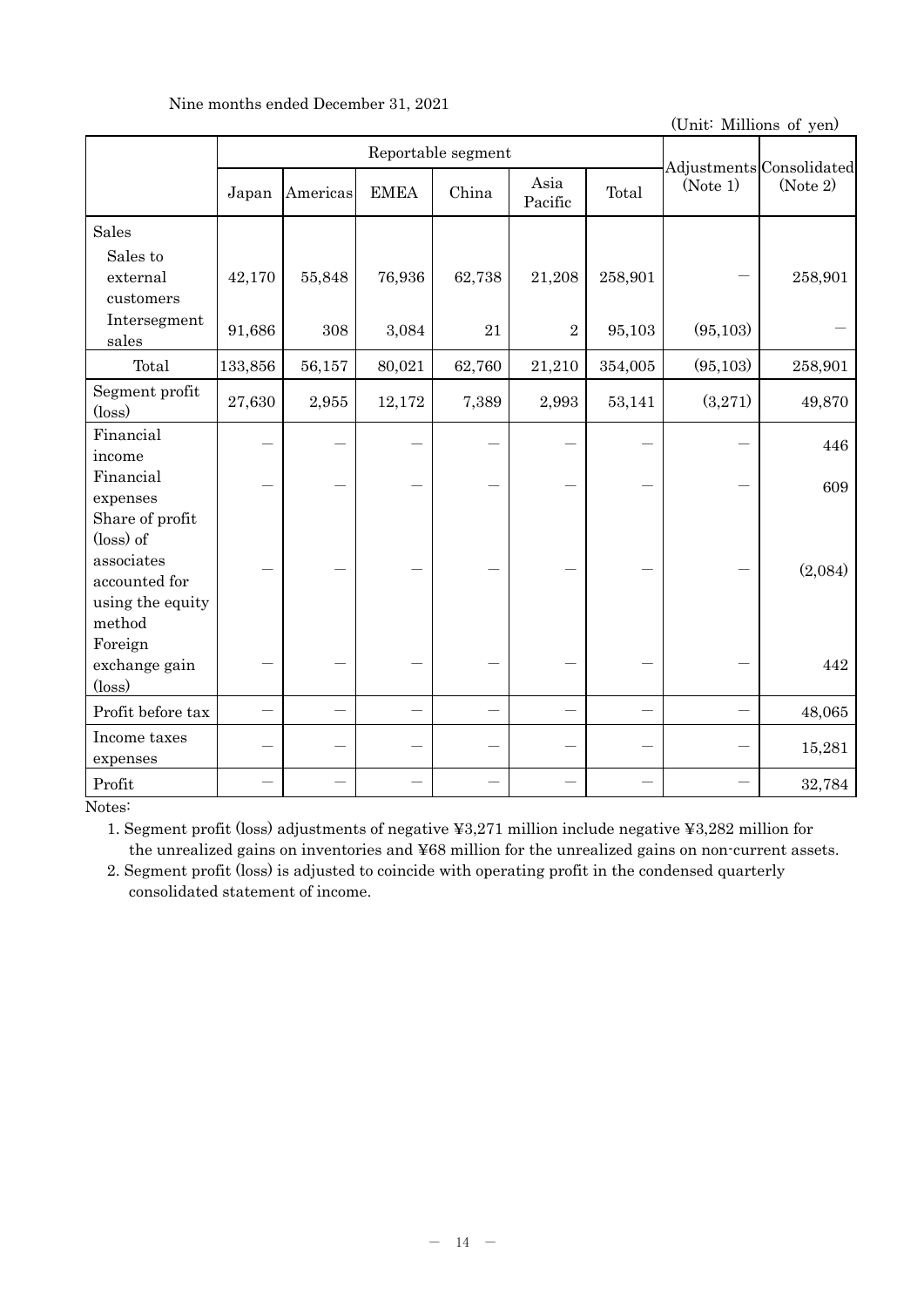Nine months ended December 31, 2021

(Unit: Millions of yen)

| | Reportable segment | | | | | | Adjustments (Note 1) | Consolidated (Note 2) |
|---|---|---|---|---|---|---|---|---|
| | Japan | Americas | EMEA | China | Asia Pacific | Total | | |
| Sales | | | | | | | | |
| Sales to external customers | 42,170 | 55,848 | 76,936 | 62,738 | 21,208 | 258,901 | ― | 258,901 |
| Intersegment sales | 91,686 | 308 | 3,084 | 21 | 2 | 95,103 | (95,103) | ― |
| Total | 133,856 | 56,157 | 80,021 | 62,760 | 21,210 | 354,005 | (95,103) | 258,901 |
| Segment profit (loss) | 27,630 | 2,955 | 12,172 | 7,389 | 2,993 | 53,141 | (3,271) | 49,870 |
| Financial income | ― | ― | ― | ― | ― | ― | ― | 446 |
| Financial expenses | ― | ― | ― | ― | ― | ― | ― | 609 |
| Share of profit (loss) of associates accounted for using the equity method | ― | ― | ― | ― | ― | ― | ― | (2,084) |
| Foreign exchange gain (loss) | ― | ― | ― | ― | ― | ― | ― | 442 |
| Profit before tax | ― | ― | ― | ― | ― | ― | ― | 48,065 |
| Income taxes expenses | ― | ― | ― | ― | ― | ― | ― | 15,281 |
| Profit | ― | ― | ― | ― | ― | ― | ― | 32,784 |

Notes:

1. Segment profit (loss) adjustments of negative ¥3,271 million include negative ¥3,282 million for the unrealized gains on inventories and ¥68 million for the unrealized gains on non-current assets.
2. Segment profit (loss) is adjusted to coincide with operating profit in the condensed quarterly consolidated statement of income.